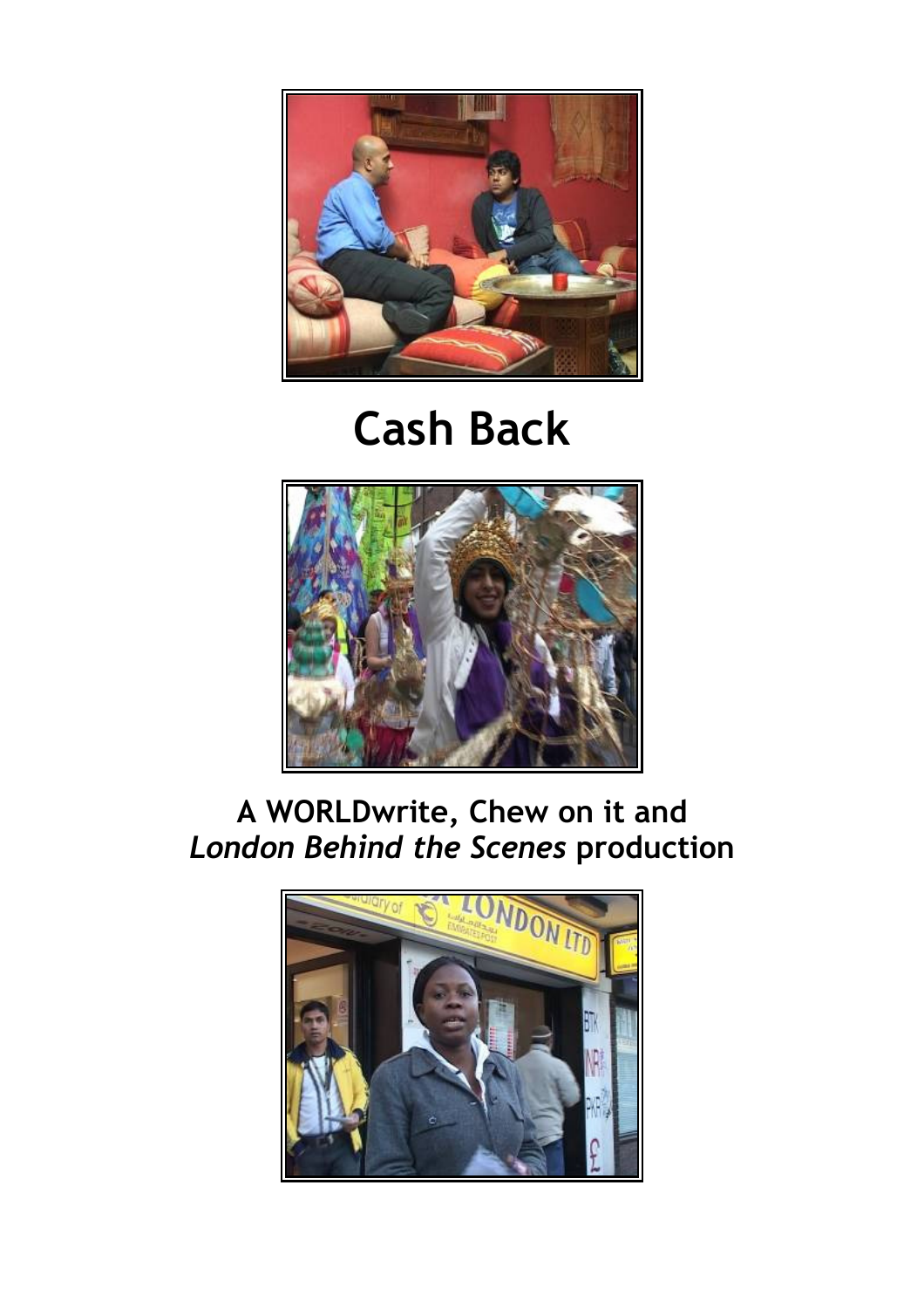# Cash Back

## A WORLDwrite, Chew on it and *London Behind the Scenes* production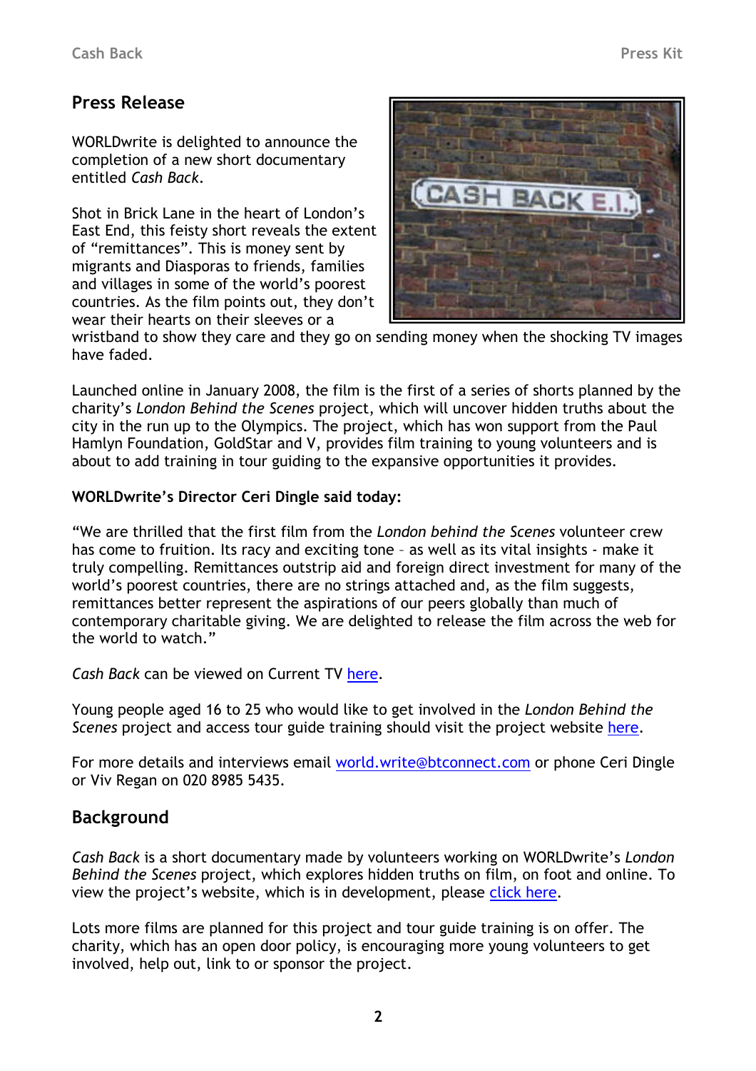## Press Release

WORLDwrite is delighted to announce the completion of a new short documentary entitled *Cash Back*.

Shot in Brick Lane in the heart of London's East End, this feisty short reveals the extent of "remittances". This is money sent by migrants and Diasporas to friends, families and villages in some of the world's poorest countries. As the film points out, they don't wear their hearts on their sleeves or a wristband to show they care and they go on sending money when the shocking TV images have faded.

Launched online in January 2008, the film is the first of a series of shorts planned by the charity's *London Behind the Scenes* project, which will uncover hidden truths about the city in the run up to the Olympics. The project, which has won support from the Paul Hamlyn Foundation, GoldStar and V, provides film training to young volunteers and is about to add training in tour guiding to the expansive opportunities it provides.

**WORLDwrite's Director Ceri Dingle said today:**

"We are thrilled that the first film from the *London behind the Scenes* volunteer crew has come to fruition. Its racy and exciting tone – as well as its vital insights - make it truly compelling. Remittances outstrip aid and foreign direct investment for many of the world's poorest countries, there are no strings attached and, as the film suggests, remittances better represent the aspirations of our peers globally than much of contemporary charitable giving. We are delighted to release the film across the web for the world to watch."

*Cash Back* can be viewed on Current TV here.

Young people aged 16 to 25 who would like to get involved in the *London Behind the Scenes* project and access tour guide training should visit the project website here.

For more details and interviews email world.write@btconnect.com or phone Ceri Dingle or Viv Regan on 020 8985 5435.

## Background

*Cash Back* is a short documentary made by volunteers working on WORLDwrite's *London Behind the Scenes* project, which explores hidden truths on film, on foot and online. To view the project's website, which is in development, please click here.

Lots more films are planned for this project and tour guide training is on offer. The charity, which has an open door policy, is encouraging more young volunteers to get involved, help out, link to or sponsor the project.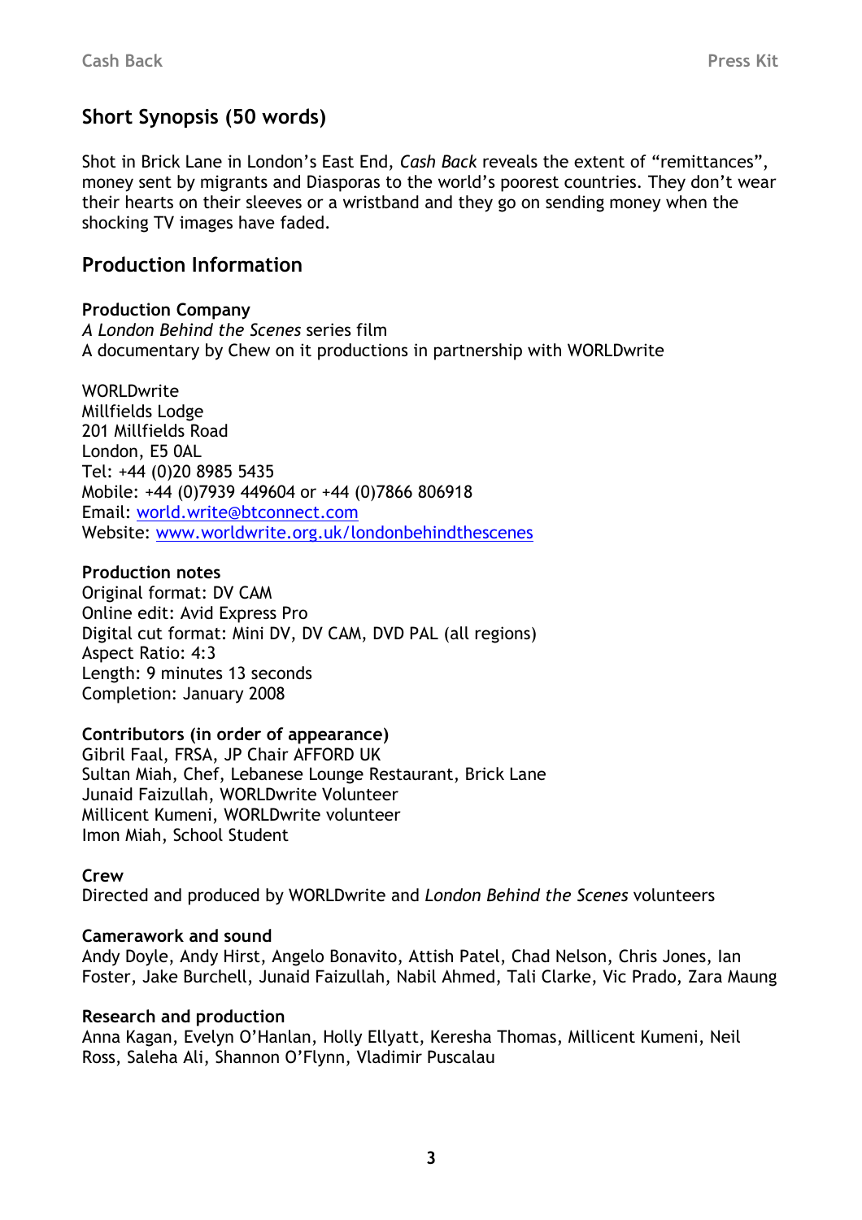## Short Synopsis (50 words)

Shot in Brick Lane in London's East End, *Cash Back* reveals the extent of "remittances", money sent by migrants and Diasporas to the world's poorest countries. They don't wear their hearts on their sleeves or a wristband and they go on sending money when the shocking TV images have faded.

## Production Information

**Production Company**
*A London Behind the Scenes* series film
A documentary by Chew on it productions in partnership with WORLDwrite

WORLDwrite
Millfields Lodge
201 Millfields Road
London, E5 0AL
Tel: +44 (0)20 8985 5435
Mobile: +44 (0)7939 449604 or +44 (0)7866 806918
Email: world.write@btconnect.com
Website: www.worldwrite.org.uk/londonbehindthescenes

**Production notes**
Original format: DV CAM
Online edit: Avid Express Pro
Digital cut format: Mini DV, DV CAM, DVD PAL (all regions)
Aspect Ratio: 4:3
Length: 9 minutes 13 seconds
Completion: January 2008

**Contributors (in order of appearance)**
Gibril Faal, FRSA, JP Chair AFFORD UK
Sultan Miah, Chef, Lebanese Lounge Restaurant, Brick Lane
Junaid Faizullah, WORLDwrite Volunteer
Millicent Kumeni, WORLDwrite volunteer
Imon Miah, School Student

**Crew**
Directed and produced by WORLDwrite and *London Behind the Scenes* volunteers

**Camerawork and sound**
Andy Doyle, Andy Hirst, Angelo Bonavito, Attish Patel, Chad Nelson, Chris Jones, Ian Foster, Jake Burchell, Junaid Faizullah, Nabil Ahmed, Tali Clarke, Vic Prado, Zara Maung

**Research and production**
Anna Kagan, Evelyn O'Hanlan, Holly Ellyatt, Keresha Thomas, Millicent Kumeni, Neil Ross, Saleha Ali, Shannon O'Flynn, Vladimir Puscalau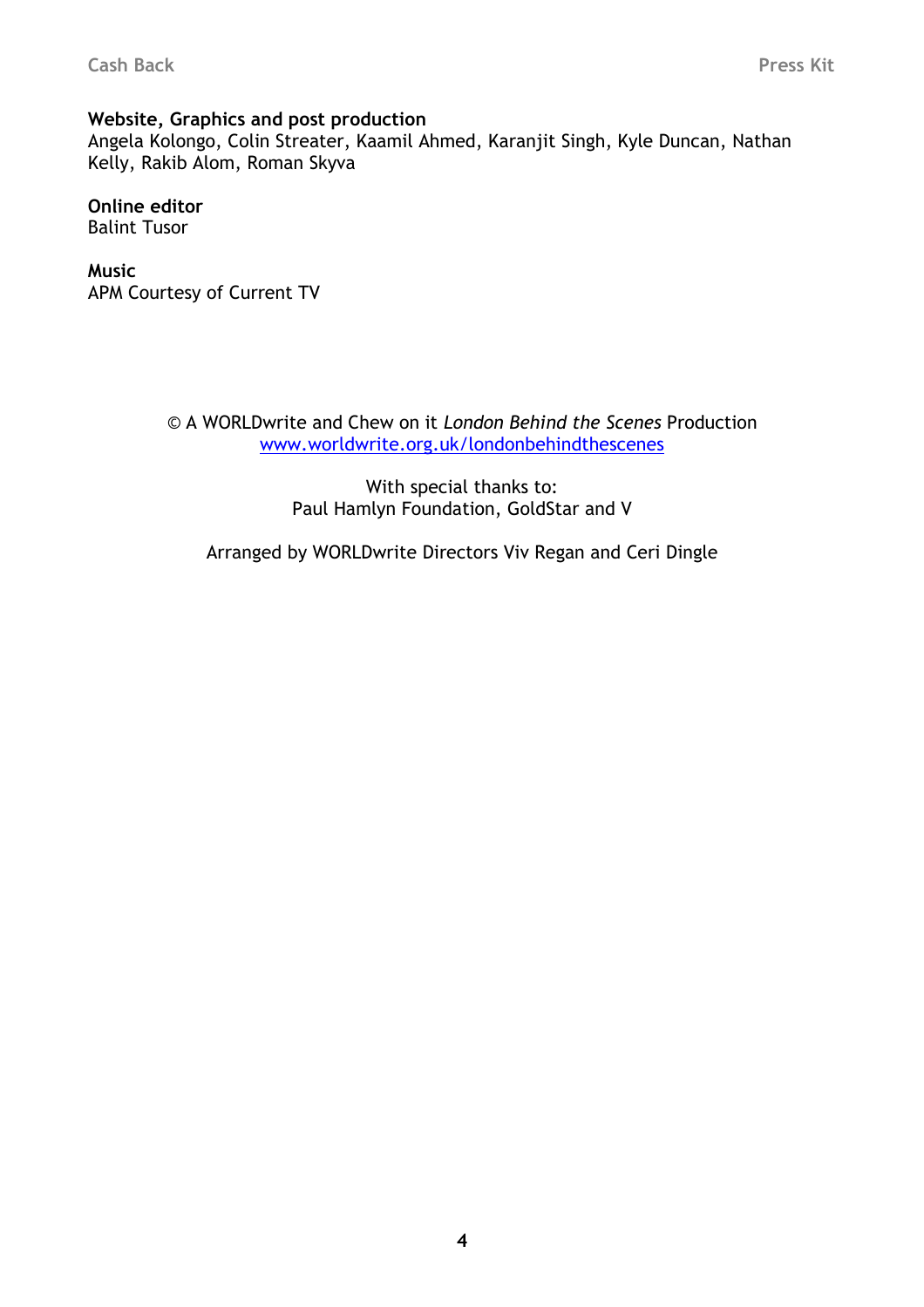**Website, Graphics and post production**
Angela Kolongo, Colin Streater, Kaamil Ahmed, Karanjit Singh, Kyle Duncan, Nathan Kelly, Rakib Alom, Roman Skyva

**Online editor**
Balint Tusor

**Music**
APM Courtesy of Current TV

© A WORLDwrite and Chew on it *London Behind the Scenes* Production
www.worldwrite.org.uk/londonbehindthescenes

With special thanks to:
Paul Hamlyn Foundation, GoldStar and V

Arranged by WORLDwrite Directors Viv Regan and Ceri Dingle